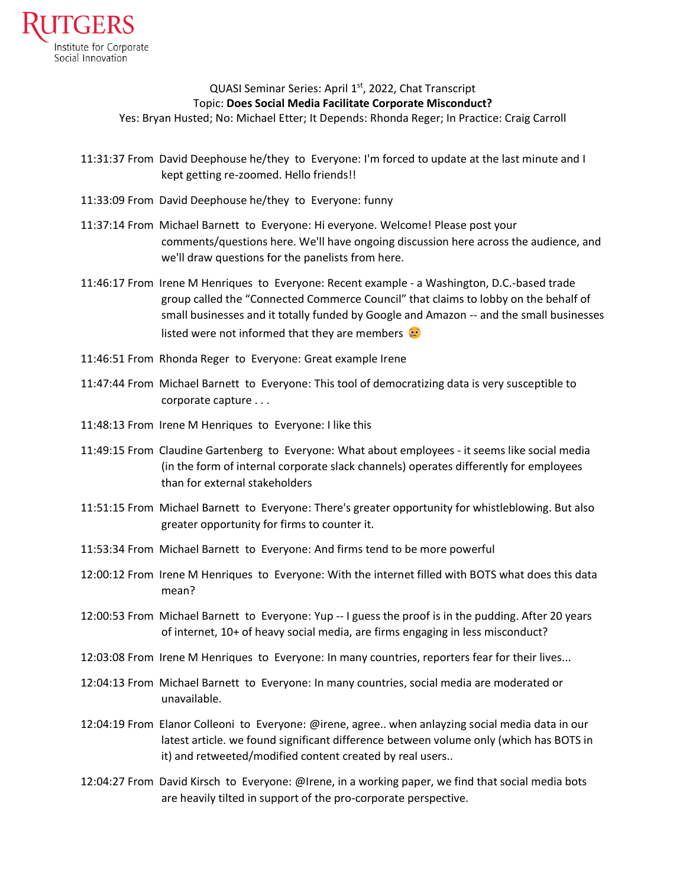Rutgers Institute for Corporate Social Innovation

QUASI Seminar Series: April 1st, 2022, Chat Transcript
Topic: **Does Social Media Facilitate Corporate Misconduct?**
Yes: Bryan Husted; No: Michael Etter; It Depends: Rhonda Reger; In Practice: Craig Carroll

11:31:37 From David Deephouse he/they to Everyone: I'm forced to update at the last minute and I kept getting re-zoomed. Hello friends!!

11:33:09 From David Deephouse he/they to Everyone: funny

11:37:14 From Michael Barnett to Everyone: Hi everyone. Welcome! Please post your comments/questions here. We'll have ongoing discussion here across the audience, and we'll draw questions for the panelists from here.

11:46:17 From Irene M Henriques to Everyone: Recent example - a Washington, D.C.-based trade group called the "Connected Commerce Council" that claims to lobby on the behalf of small businesses and it totally funded by Google and Amazon -- and the small businesses listed were not informed that they are members 😳

11:46:51 From Rhonda Reger to Everyone: Great example Irene

11:47:44 From Michael Barnett to Everyone: This tool of democratizing data is very susceptible to corporate capture . . .

11:48:13 From Irene M Henriques to Everyone: I like this

11:49:15 From Claudine Gartenberg to Everyone: What about employees - it seems like social media (in the form of internal corporate slack channels) operates differently for employees than for external stakeholders

11:51:15 From Michael Barnett to Everyone: There's greater opportunity for whistleblowing. But also greater opportunity for firms to counter it.

11:53:34 From Michael Barnett to Everyone: And firms tend to be more powerful

12:00:12 From Irene M Henriques to Everyone: With the internet filled with BOTS what does this data mean?

12:00:53 From Michael Barnett to Everyone: Yup -- I guess the proof is in the pudding. After 20 years of internet, 10+ of heavy social media, are firms engaging in less misconduct?

12:03:08 From Irene M Henriques to Everyone: In many countries, reporters fear for their lives...

12:04:13 From Michael Barnett to Everyone: In many countries, social media are moderated or unavailable.

12:04:19 From Elanor Colleoni to Everyone: @irene, agree.. when anlayzing social media data in our latest article. we found significant difference between volume only (which has BOTS in it) and retweeted/modified content created by real users..

12:04:27 From David Kirsch to Everyone: @Irene, in a working paper, we find that social media bots are heavily tilted in support of the pro-corporate perspective.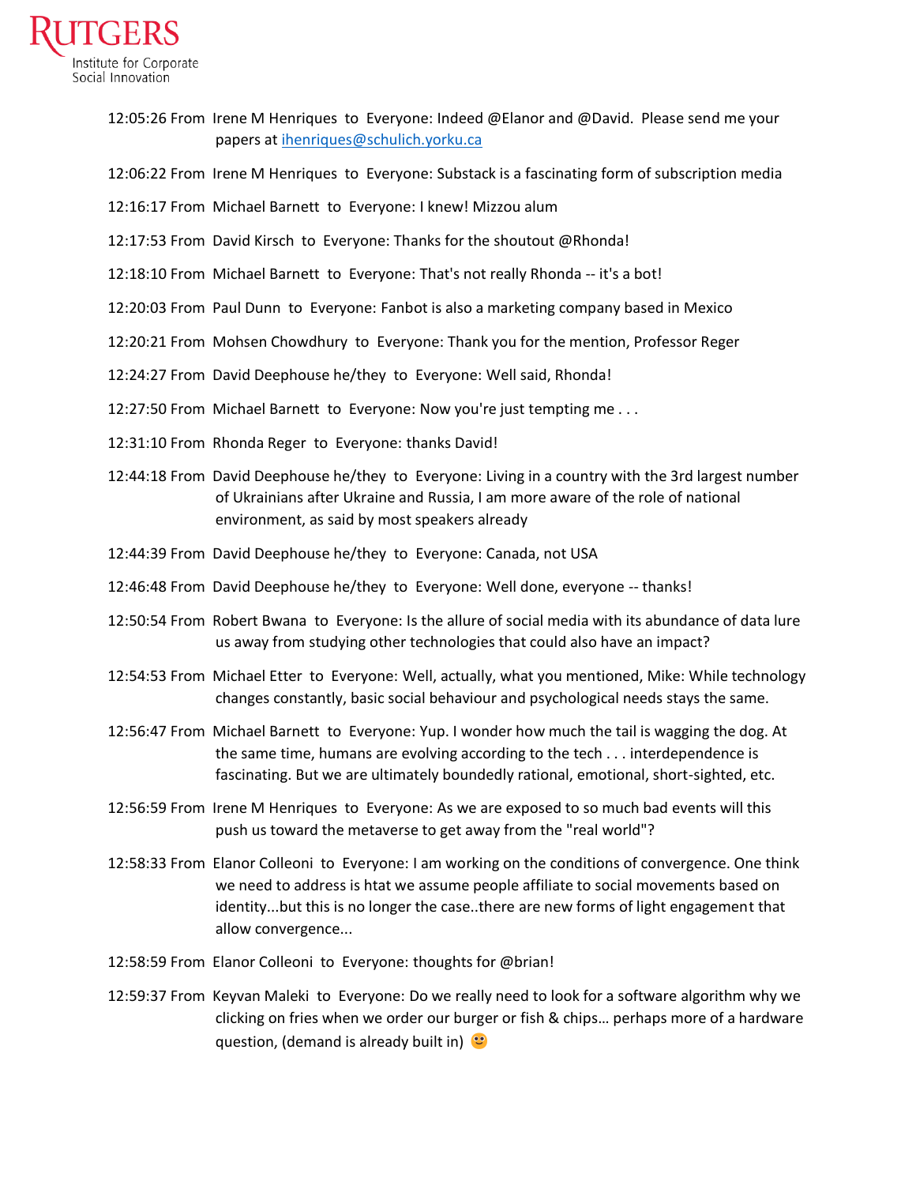12:05:26 From Irene M Henriques to Everyone: Indeed @Elanor and @David. Please send me your papers at ihenriques@schulich.yorku.ca

12:06:22 From Irene M Henriques to Everyone: Substack is a fascinating form of subscription media

12:16:17 From Michael Barnett to Everyone: I knew! Mizzou alum

12:17:53 From David Kirsch to Everyone: Thanks for the shoutout @Rhonda!

12:18:10 From Michael Barnett to Everyone: That's not really Rhonda -- it's a bot!

12:20:03 From Paul Dunn to Everyone: Fanbot is also a marketing company based in Mexico

12:20:21 From Mohsen Chowdhury to Everyone: Thank you for the mention, Professor Reger

12:24:27 From David Deephouse he/they to Everyone: Well said, Rhonda!

12:27:50 From Michael Barnett to Everyone: Now you're just tempting me . . .

12:31:10 From Rhonda Reger to Everyone: thanks David!

12:44:18 From David Deephouse he/they to Everyone: Living in a country with the 3rd largest number of Ukrainians after Ukraine and Russia, I am more aware of the role of national environment, as said by most speakers already

12:44:39 From David Deephouse he/they to Everyone: Canada, not USA

12:46:48 From David Deephouse he/they to Everyone: Well done, everyone -- thanks!

12:50:54 From Robert Bwana to Everyone: Is the allure of social media with its abundance of data lure us away from studying other technologies that could also have an impact?

12:54:53 From Michael Etter to Everyone: Well, actually, what you mentioned, Mike: While technology changes constantly, basic social behaviour and psychological needs stays the same.

12:56:47 From Michael Barnett to Everyone: Yup. I wonder how much the tail is wagging the dog. At the same time, humans are evolving according to the tech . . . interdependence is fascinating. But we are ultimately boundedly rational, emotional, short-sighted, etc.

12:56:59 From Irene M Henriques to Everyone: As we are exposed to so much bad events will this push us toward the metaverse to get away from the "real world"?

12:58:33 From Elanor Colleoni to Everyone: I am working on the conditions of convergence. One think we need to address is htat we assume people affiliate to social movements based on identity...but this is no longer the case..there are new forms of light engagement that allow convergence...

12:58:59 From Elanor Colleoni to Everyone: thoughts for @brian!

12:59:37 From Keyvan Maleki to Everyone: Do we really need to look for a software algorithm why we clicking on fries when we order our burger or fish & chips… perhaps more of a hardware question, (demand is already built in) 🙂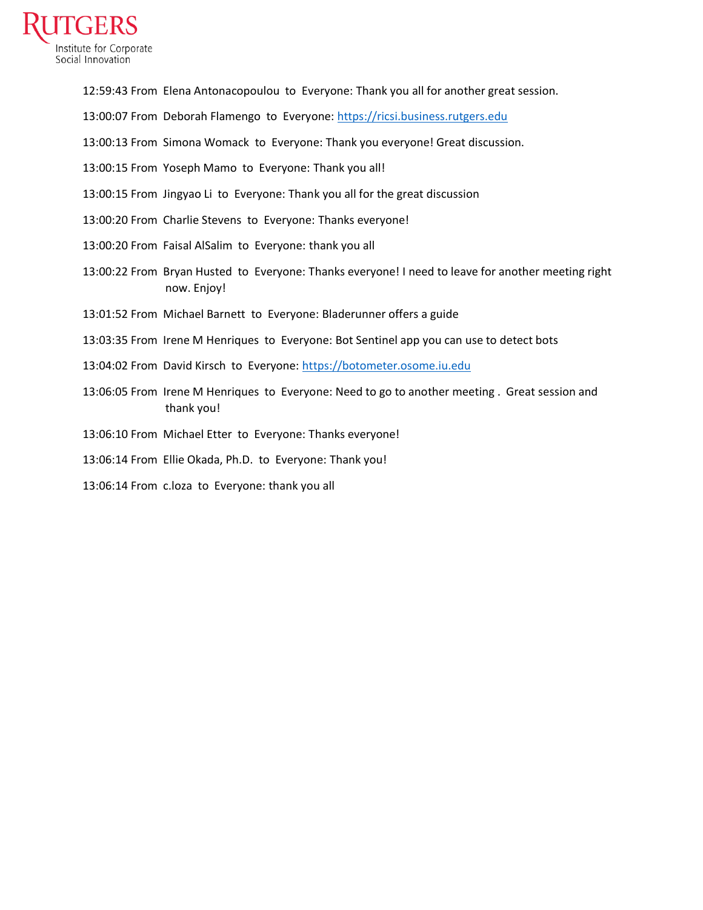12:59:43 From Elena Antonacopoulou to Everyone: Thank you all for another great session.

13:00:07 From Deborah Flamengo to Everyone: https://ricsi.business.rutgers.edu

13:00:13 From Simona Womack to Everyone: Thank you everyone! Great discussion.

13:00:15 From Yoseph Mamo to Everyone: Thank you all!

13:00:15 From Jingyao Li to Everyone: Thank you all for the great discussion

13:00:20 From Charlie Stevens to Everyone: Thanks everyone!

13:00:20 From Faisal AlSalim to Everyone: thank you all

13:00:22 From Bryan Husted to Everyone: Thanks everyone! I need to leave for another meeting right now. Enjoy!

13:01:52 From Michael Barnett to Everyone: Bladerunner offers a guide

13:03:35 From Irene M Henriques to Everyone: Bot Sentinel app you can use to detect bots

13:04:02 From David Kirsch to Everyone: https://botometer.osome.iu.edu

13:06:05 From Irene M Henriques to Everyone: Need to go to another meeting . Great session and thank you!

13:06:10 From Michael Etter to Everyone: Thanks everyone!

13:06:14 From Ellie Okada, Ph.D. to Everyone: Thank you!

13:06:14 From c.loza to Everyone: thank you all